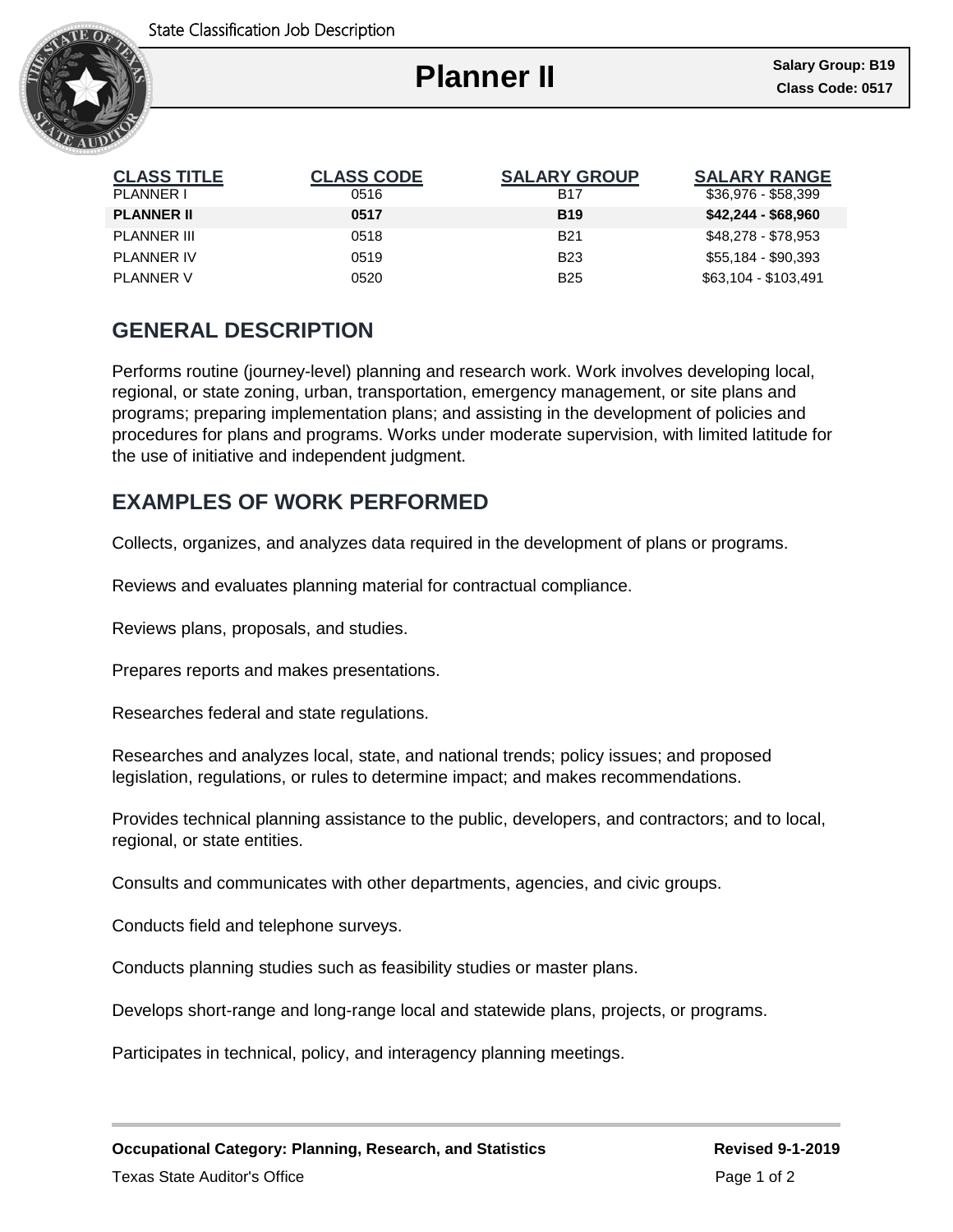# Planner II

**Salary Group: B19**
**Class Code: 0517**

| CLASS TITLE | CLASS CODE | SALARY GROUP | SALARY RANGE |
|---|---|---|---|
| PLANNER I | 0516 | B17 | $36,976 - $58,399 |
| **PLANNER II** | **0517** | **B19** | **$42,244 - $68,960** |
| PLANNER III | 0518 | B21 | $48,278 - $78,953 |
| PLANNER IV | 0519 | B23 | $55,184 - $90,393 |
| PLANNER V | 0520 | B25 | $63,104 - $103,491 |

## GENERAL DESCRIPTION

Performs routine (journey-level) planning and research work. Work involves developing local, regional, or state zoning, urban, transportation, emergency management, or site plans and programs; preparing implementation plans; and assisting in the development of policies and procedures for plans and programs. Works under moderate supervision, with limited latitude for the use of initiative and independent judgment.

## EXAMPLES OF WORK PERFORMED

Collects, organizes, and analyzes data required in the development of plans or programs.

Reviews and evaluates planning material for contractual compliance.

Reviews plans, proposals, and studies.

Prepares reports and makes presentations.

Researches federal and state regulations.

Researches and analyzes local, state, and national trends; policy issues; and proposed legislation, regulations, or rules to determine impact; and makes recommendations.

Provides technical planning assistance to the public, developers, and contractors; and to local, regional, or state entities.

Consults and communicates with other departments, agencies, and civic groups.

Conducts field and telephone surveys.

Conducts planning studies such as feasibility studies or master plans.

Develops short-range and long-range local and statewide plans, projects, or programs.

Participates in technical, policy, and interagency planning meetings.

**Occupational Category: Planning, Research, and Statistics** **Revised 9-1-2019**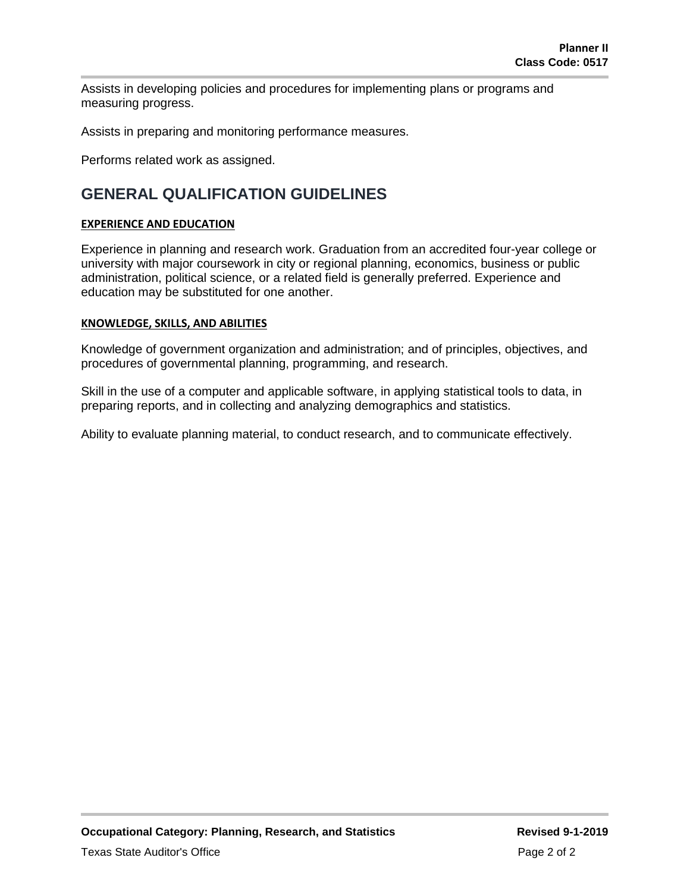Assists in developing policies and procedures for implementing plans or programs and measuring progress.

Assists in preparing and monitoring performance measures.

Performs related work as assigned.

## GENERAL QUALIFICATION GUIDELINES

### EXPERIENCE AND EDUCATION

Experience in planning and research work. Graduation from an accredited four-year college or university with major coursework in city or regional planning, economics, business or public administration, political science, or a related field is generally preferred. Experience and education may be substituted for one another.

### KNOWLEDGE, SKILLS, AND ABILITIES

Knowledge of government organization and administration; and of principles, objectives, and procedures of governmental planning, programming, and research.

Skill in the use of a computer and applicable software, in applying statistical tools to data, in preparing reports, and in collecting and analyzing demographics and statistics.

Ability to evaluate planning material, to conduct research, and to communicate effectively.